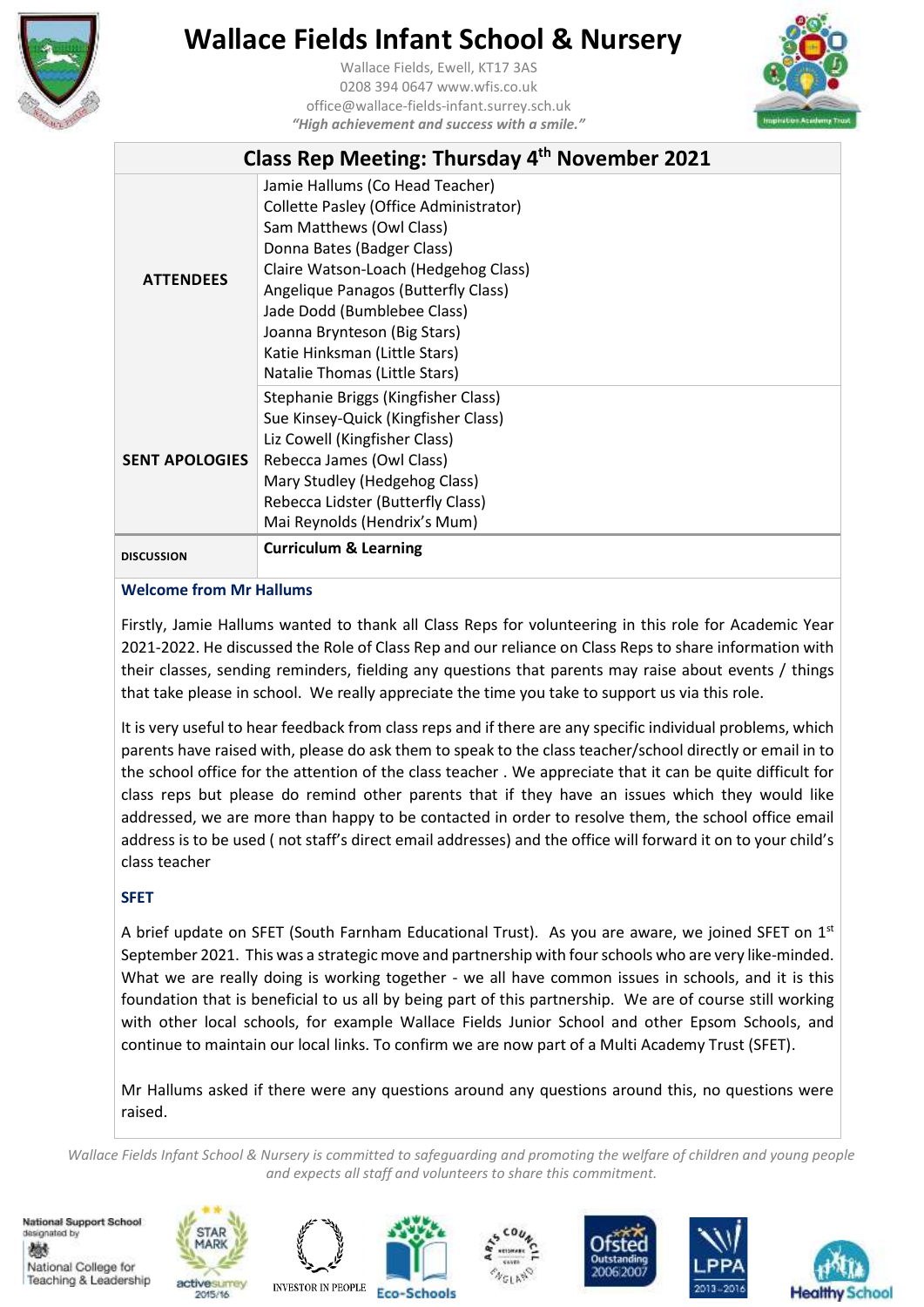# Wallace Fields Infant School & Nursery

Wallace Fields, Ewell, KT17 3AS
0208 394 0647 www.wfis.co.uk
office@wallace-fields-infant.surrey.sch.uk
*"High achievement and success with a smile."*

## Class Rep Meeting: Thursday 4th November 2021

| | |
|---|---|
| **ATTENDEES** | Jamie Hallums (Co Head Teacher)<br>Collette Pasley (Office Administrator)<br>Sam Matthews (Owl Class)<br>Donna Bates (Badger Class)<br>Claire Watson-Loach (Hedgehog Class)<br>Angelique Panagos (Butterfly Class)<br>Jade Dodd (Bumblebee Class)<br>Joanna Brynteson (Big Stars)<br>Katie Hinksman (Little Stars)<br>Natalie Thomas (Little Stars) |
| **SENT APOLOGIES** | Stephanie Briggs (Kingfisher Class)<br>Sue Kinsey-Quick (Kingfisher Class)<br>Liz Cowell (Kingfisher Class)<br>Rebecca James (Owl Class)<br>Mary Studley (Hedgehog Class)<br>Rebecca Lidster (Butterfly Class)<br>Mai Reynolds (Hendrix's Mum) |
| **DISCUSSION** | **Curriculum & Learning** |

### Welcome from Mr Hallums

Firstly, Jamie Hallums wanted to thank all Class Reps for volunteering in this role for Academic Year 2021-2022. He discussed the Role of Class Rep and our reliance on Class Reps to share information with their classes, sending reminders, fielding any questions that parents may raise about events / things that take please in school. We really appreciate the time you take to support us via this role.

It is very useful to hear feedback from class reps and if there are any specific individual problems, which parents have raised with, please do ask them to speak to the class teacher/school directly or email in to the school office for the attention of the class teacher . We appreciate that it can be quite difficult for class reps but please do remind other parents that if they have an issues which they would like addressed, we are more than happy to be contacted in order to resolve them, the school office email address is to be used ( not staff's direct email addresses) and the office will forward it on to your child's class teacher

### SFET

A brief update on SFET (South Farnham Educational Trust). As you are aware, we joined SFET on 1st September 2021. This was a strategic move and partnership with four schools who are very like-minded. What we are really doing is working together - we all have common issues in schools, and it is this foundation that is beneficial to us all by being part of this partnership. We are of course still working with other local schools, for example Wallace Fields Junior School and other Epsom Schools, and continue to maintain our local links. To confirm we are now part of a Multi Academy Trust (SFET).

Mr Hallums asked if there were any questions around any questions around this, no questions were raised.

*Wallace Fields Infant School & Nursery is committed to safeguarding and promoting the welfare of children and young people and expects all staff and volunteers to share this commitment.*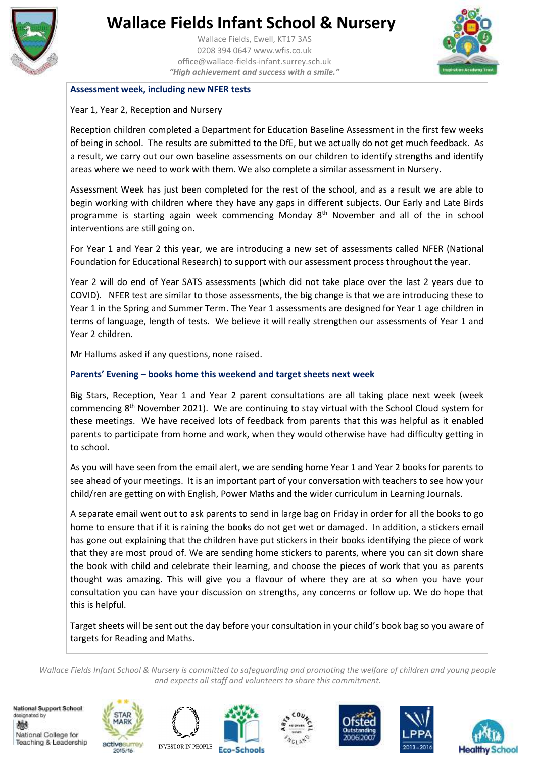**Assessment week, including new NFER tests**

Year 1, Year 2, Reception and Nursery

Reception children completed a Department for Education Baseline Assessment in the first few weeks of being in school. The results are submitted to the DfE, but we actually do not get much feedback. As a result, we carry out our own baseline assessments on our children to identify strengths and identify areas where we need to work with them. We also complete a similar assessment in Nursery.

Assessment Week has just been completed for the rest of the school, and as a result we are able to begin working with children where they have any gaps in different subjects. Our Early and Late Birds programme is starting again week commencing Monday 8th November and all of the in school interventions are still going on.

For Year 1 and Year 2 this year, we are introducing a new set of assessments called NFER (National Foundation for Educational Research) to support with our assessment process throughout the year.

Year 2 will do end of Year SATS assessments (which did not take place over the last 2 years due to COVID). NFER test are similar to those assessments, the big change is that we are introducing these to Year 1 in the Spring and Summer Term. The Year 1 assessments are designed for Year 1 age children in terms of language, length of tests. We believe it will really strengthen our assessments of Year 1 and Year 2 children.

Mr Hallums asked if any questions, none raised.

**Parents' Evening – books home this weekend and target sheets next week**

Big Stars, Reception, Year 1 and Year 2 parent consultations are all taking place next week (week commencing 8th November 2021). We are continuing to stay virtual with the School Cloud system for these meetings. We have received lots of feedback from parents that this was helpful as it enabled parents to participate from home and work, when they would otherwise have had difficulty getting in to school.

As you will have seen from the email alert, we are sending home Year 1 and Year 2 books for parents to see ahead of your meetings. It is an important part of your conversation with teachers to see how your child/ren are getting on with English, Power Maths and the wider curriculum in Learning Journals.

A separate email went out to ask parents to send in large bag on Friday in order for all the books to go home to ensure that if it is raining the books do not get wet or damaged. In addition, a stickers email has gone out explaining that the children have put stickers in their books identifying the piece of work that they are most proud of. We are sending home stickers to parents, where you can sit down share the book with child and celebrate their learning, and choose the pieces of work that you as parents thought was amazing. This will give you a flavour of where they are at so when you have your consultation you can have your discussion on strengths, any concerns or follow up. We do hope that this is helpful.

Target sheets will be sent out the day before your consultation in your child's book bag so you aware of targets for Reading and Maths.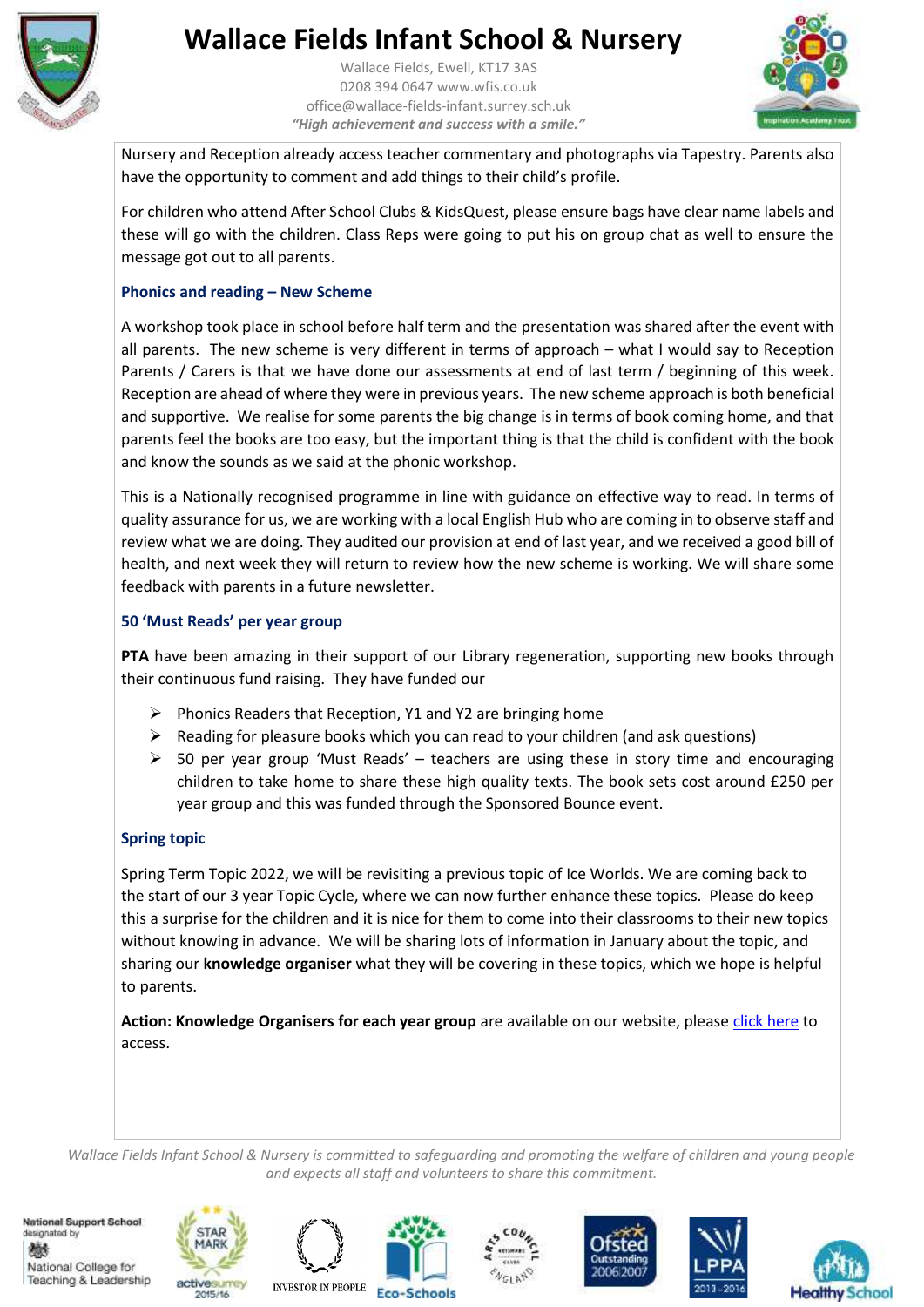Nursery and Reception already access teacher commentary and photographs via Tapestry. Parents also have the opportunity to comment and add things to their child's profile.

For children who attend After School Clubs & KidsQuest, please ensure bags have clear name labels and these will go with the children. Class Reps were going to put his on group chat as well to ensure the message got out to all parents.

### Phonics and reading – New Scheme

A workshop took place in school before half term and the presentation was shared after the event with all parents. The new scheme is very different in terms of approach – what I would say to Reception Parents / Carers is that we have done our assessments at end of last term / beginning of this week. Reception are ahead of where they were in previous years. The new scheme approach is both beneficial and supportive. We realise for some parents the big change is in terms of book coming home, and that parents feel the books are too easy, but the important thing is that the child is confident with the book and know the sounds as we said at the phonic workshop.

This is a Nationally recognised programme in line with guidance on effective way to read. In terms of quality assurance for us, we are working with a local English Hub who are coming in to observe staff and review what we are doing. They audited our provision at end of last year, and we received a good bill of health, and next week they will return to review how the new scheme is working. We will share some feedback with parents in a future newsletter.

### 50 'Must Reads' per year group

**PTA** have been amazing in their support of our Library regeneration, supporting new books through their continuous fund raising. They have funded our

- Phonics Readers that Reception, Y1 and Y2 are bringing home
- Reading for pleasure books which you can read to your children (and ask questions)
- 50 per year group 'Must Reads' – teachers are using these in story time and encouraging children to take home to share these high quality texts. The book sets cost around £250 per year group and this was funded through the Sponsored Bounce event.

### Spring topic

Spring Term Topic 2022, we will be revisiting a previous topic of Ice Worlds. We are coming back to the start of our 3 year Topic Cycle, where we can now further enhance these topics. Please do keep this a surprise for the children and it is nice for them to come into their classrooms to their new topics without knowing in advance. We will be sharing lots of information in January about the topic, and sharing our **knowledge organiser** what they will be covering in these topics, which we hope is helpful to parents.

**Action: Knowledge Organisers for each year group** are available on our website, please click here to access.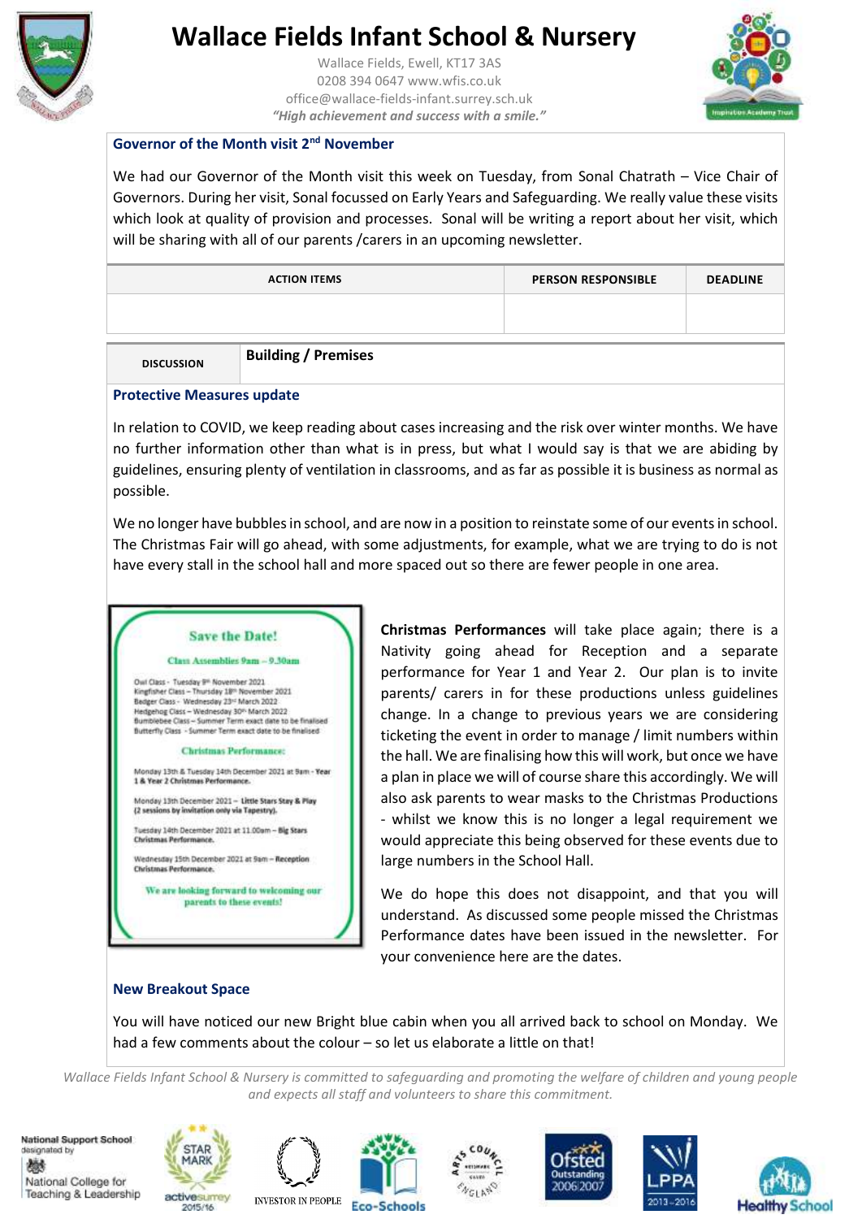# Wallace Fields Infant School & Nursery

Wallace Fields, Ewell, KT17 3AS
0208 394 0647 www.wfis.co.uk
office@wallace-fields-infant.surrey.sch.uk
*"High achievement and success with a smile."*

### Governor of the Month visit 2nd November

We had our Governor of the Month visit this week on Tuesday, from Sonal Chatrath – Vice Chair of Governors. During her visit, Sonal focussed on Early Years and Safeguarding. We really value these visits which look at quality of provision and processes. Sonal will be writing a report about her visit, which will be sharing with all of our parents /carers in an upcoming newsletter.

| ACTION ITEMS | PERSON RESPONSIBLE | DEADLINE |
|---|---|---|
| | | |

| DISCUSSION | **Building / Premises** |
|---|---|

### Protective Measures update

In relation to COVID, we keep reading about cases increasing and the risk over winter months. We have no further information other than what is in press, but what I would say is that we are abiding by guidelines, ensuring plenty of ventilation in classrooms, and as far as possible it is business as normal as possible.

We no longer have bubbles in school, and are now in a position to reinstate some of our events in school. The Christmas Fair will go ahead, with some adjustments, for example, what we are trying to do is not have every stall in the school hall and more spaced out so there are fewer people in one area.

**Save the Date!**

**Class Assemblies 9am – 9.30am**

Owl Class - Tuesday 9th November 2021
Kingfisher Class – Thursday 18th November 2021
Badger Class - Wednesday 23rd March 2022
Hedgehog Class – Wednesday 30th March 2022
Bumblebee Class – Summer Term exact date to be finalised
Butterfly Class - Summer Term exact date to be finalised

**Christmas Performances:**

Monday 13th & Tuesday 14th December 2021 at 9am - **Year 1 & Year 2 Christmas Performance.**

Monday 13th December 2021 – **Little Stars Stay & Play (2 sessions by invitation only via Tapestry).**

Tuesday 14th December 2021 at 11.00am – **Big Stars Christmas Performance.**

Wednesday 15th December 2021 at 9am – **Reception Christmas Performance.**

**We are looking forward to welcoming our parents to these events!**

**Christmas Performances** will take place again; there is a Nativity going ahead for Reception and a separate performance for Year 1 and Year 2. Our plan is to invite parents/ carers in for these productions unless guidelines change. In a change to previous years we are considering ticketing the event in order to manage / limit numbers within the hall. We are finalising how this will work, but once we have a plan in place we will of course share this accordingly. We will also ask parents to wear masks to the Christmas Productions - whilst we know this is no longer a legal requirement we would appreciate this being observed for these events due to large numbers in the School Hall.

We do hope this does not disappoint, and that you will understand. As discussed some people missed the Christmas Performance dates have been issued in the newsletter. For your convenience here are the dates.

### New Breakout Space

You will have noticed our new Bright blue cabin when you all arrived back to school on Monday. We had a few comments about the colour – so let us elaborate a little on that!

*Wallace Fields Infant School & Nursery is committed to safeguarding and promoting the welfare of children and young people and expects all staff and volunteers to share this commitment.*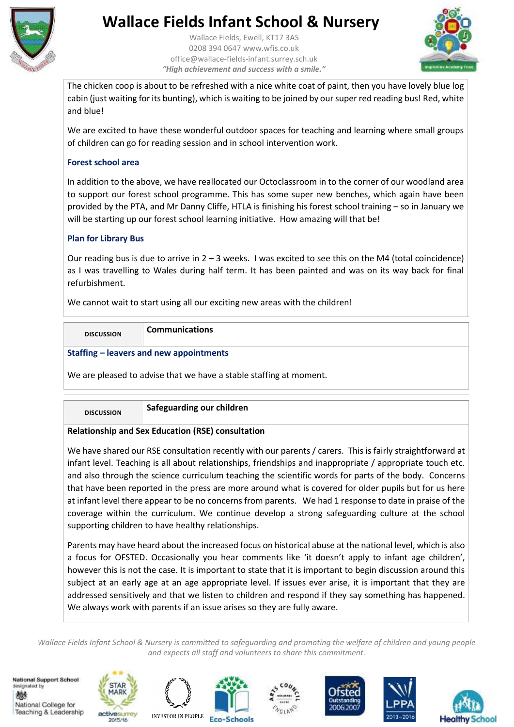The chicken coop is about to be refreshed with a nice white coat of paint, then you have lovely blue log cabin (just waiting for its bunting), which is waiting to be joined by our super red reading bus! Red, white and blue!

We are excited to have these wonderful outdoor spaces for teaching and learning where small groups of children can go for reading session and in school intervention work.

### Forest school area

In addition to the above, we have reallocated our Octoclassroom in to the corner of our woodland area to support our forest school programme. This has some super new benches, which again have been provided by the PTA, and Mr Danny Cliffe, HTLA is finishing his forest school training – so in January we will be starting up our forest school learning initiative. How amazing will that be!

### Plan for Library Bus

Our reading bus is due to arrive in 2 – 3 weeks. I was excited to see this on the M4 (total coincidence) as I was travelling to Wales during half term. It has been painted and was on its way back for final refurbishment.

We cannot wait to start using all our exciting new areas with the children!

| DISCUSSION | Communications |
|---|---|

### Staffing – leavers and new appointments

We are pleased to advise that we have a stable staffing at moment.

| DISCUSSION | Safeguarding our children |
|---|---|

**Relationship and Sex Education (RSE) consultation**

We have shared our RSE consultation recently with our parents / carers. This is fairly straightforward at infant level. Teaching is all about relationships, friendships and inappropriate / appropriate touch etc. and also through the science curriculum teaching the scientific words for parts of the body. Concerns that have been reported in the press are more around what is covered for older pupils but for us here at infant level there appear to be no concerns from parents. We had 1 response to date in praise of the coverage within the curriculum. We continue develop a strong safeguarding culture at the school supporting children to have healthy relationships.

Parents may have heard about the increased focus on historical abuse at the national level, which is also a focus for OFSTED. Occasionally you hear comments like 'it doesn't apply to infant age children', however this is not the case. It is important to state that it is important to begin discussion around this subject at an early age at an age appropriate level. If issues ever arise, it is important that they are addressed sensitively and that we listen to children and respond if they say something has happened. We always work with parents if an issue arises so they are fully aware.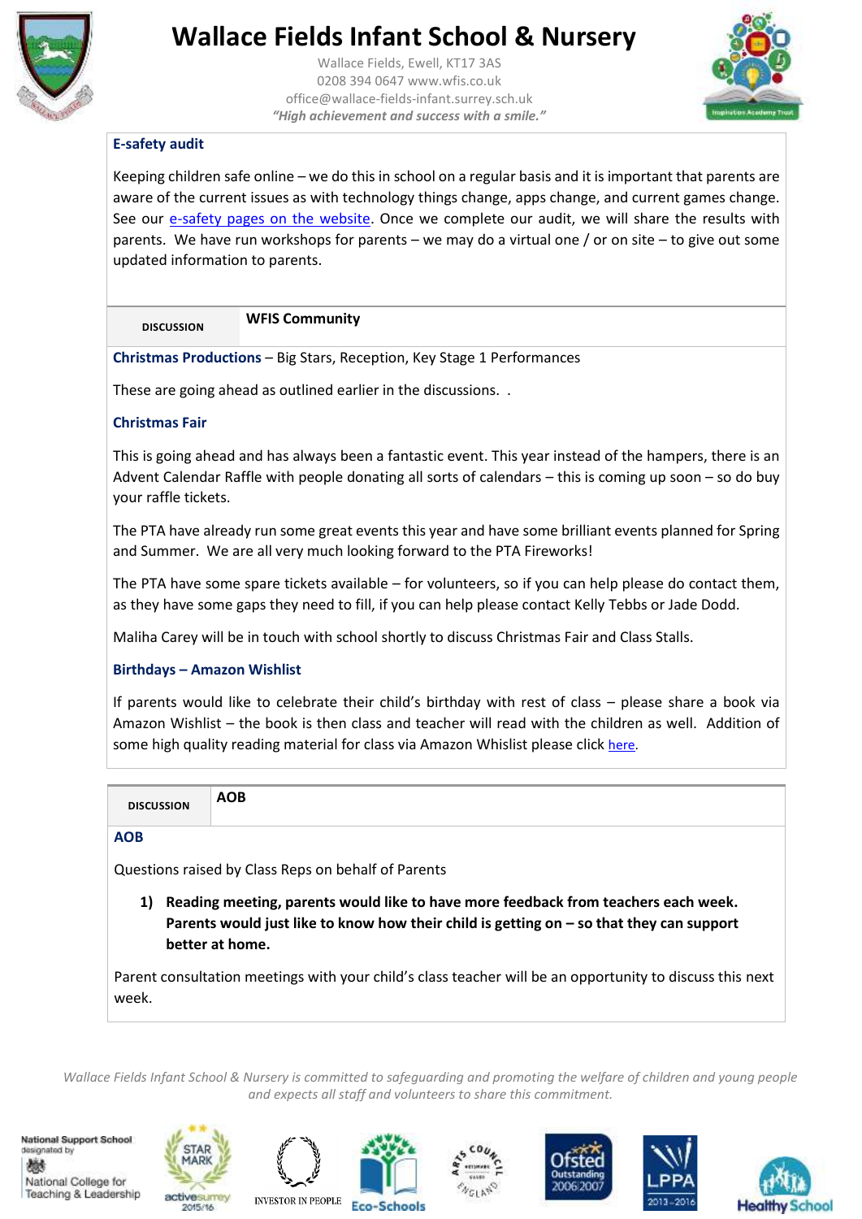### E-safety audit

Keeping children safe online – we do this in school on a regular basis and it is important that parents are aware of the current issues as with technology things change, apps change, and current games change. See our e-safety pages on the website. Once we complete our audit, we will share the results with parents. We have run workshops for parents – we may do a virtual one / or on site – to give out some updated information to parents.

| DISCUSSION | WFIS Community |
|---|---|

**Christmas Productions** – Big Stars, Reception, Key Stage 1 Performances

These are going ahead as outlined earlier in the discussions. .

**Christmas Fair**

This is going ahead and has always been a fantastic event. This year instead of the hampers, there is an Advent Calendar Raffle with people donating all sorts of calendars – this is coming up soon – so do buy your raffle tickets.

The PTA have already run some great events this year and have some brilliant events planned for Spring and Summer. We are all very much looking forward to the PTA Fireworks!

The PTA have some spare tickets available – for volunteers, so if you can help please do contact them, as they have some gaps they need to fill, if you can help please contact Kelly Tebbs or Jade Dodd.

Maliha Carey will be in touch with school shortly to discuss Christmas Fair and Class Stalls.

**Birthdays – Amazon Wishlist**

If parents would like to celebrate their child's birthday with rest of class – please share a book via Amazon Wishlist – the book is then class and teacher will read with the children as well. Addition of some high quality reading material for class via Amazon Whislist please click here.

| DISCUSSION | AOB |
|---|---|

**AOB**

Questions raised by Class Reps on behalf of Parents

1) **Reading meeting, parents would like to have more feedback from teachers each week. Parents would just like to know how their child is getting on – so that they can support better at home.**

Parent consultation meetings with your child's class teacher will be an opportunity to discuss this next week.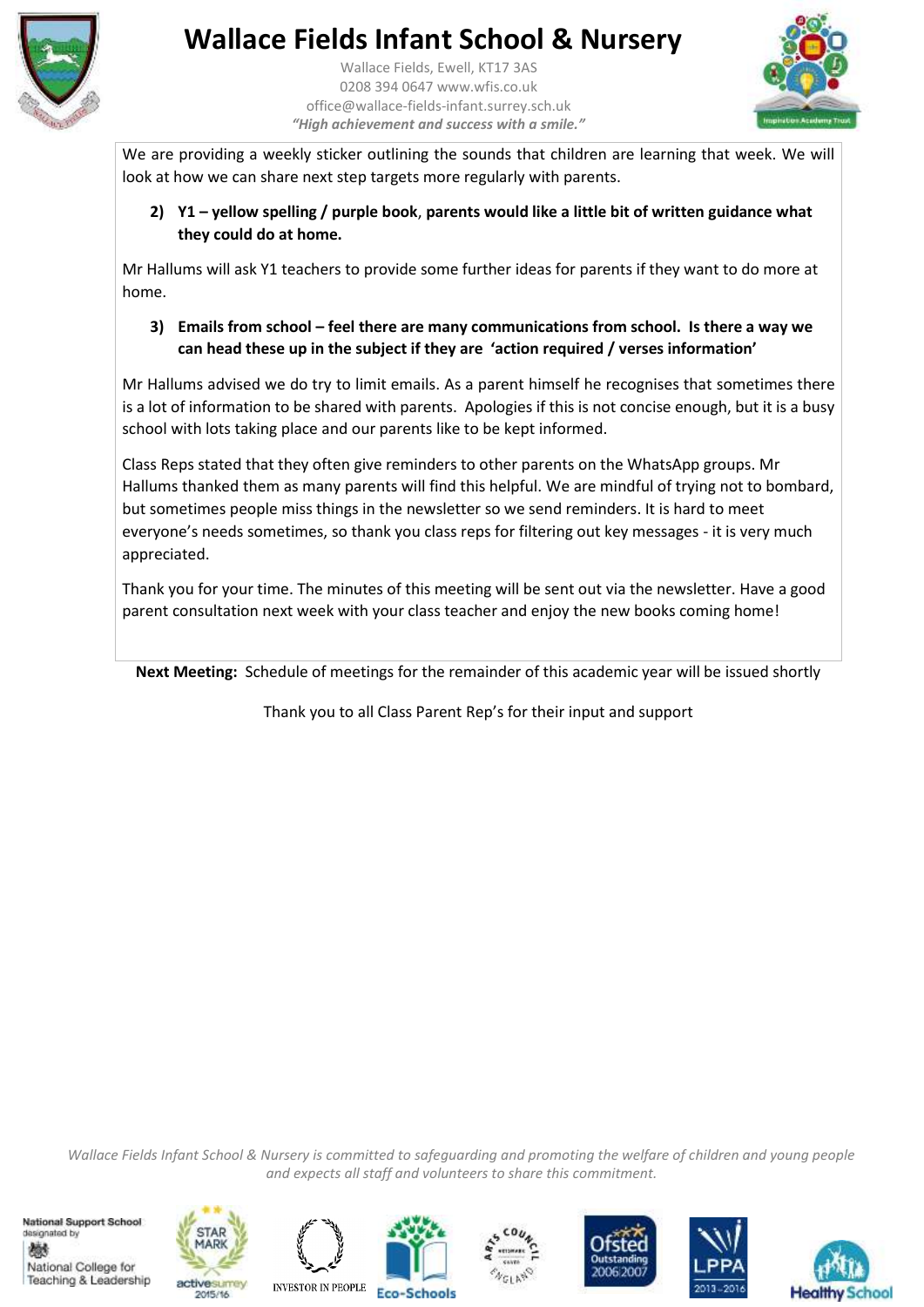We are providing a weekly sticker outlining the sounds that children are learning that week. We will look at how we can share next step targets more regularly with parents.

2) **Y1 – yellow spelling / purple book, parents would like a little bit of written guidance what they could do at home.**

Mr Hallums will ask Y1 teachers to provide some further ideas for parents if they want to do more at home.

3) **Emails from school – feel there are many communications from school. Is there a way we can head these up in the subject if they are 'action required / verses information'**

Mr Hallums advised we do try to limit emails. As a parent himself he recognises that sometimes there is a lot of information to be shared with parents. Apologies if this is not concise enough, but it is a busy school with lots taking place and our parents like to be kept informed.

Class Reps stated that they often give reminders to other parents on the WhatsApp groups. Mr Hallums thanked them as many parents will find this helpful. We are mindful of trying not to bombard, but sometimes people miss things in the newsletter so we send reminders. It is hard to meet everyone's needs sometimes, so thank you class reps for filtering out key messages - it is very much appreciated.

Thank you for your time. The minutes of this meeting will be sent out via the newsletter. Have a good parent consultation next week with your class teacher and enjoy the new books coming home!

**Next Meeting:** Schedule of meetings for the remainder of this academic year will be issued shortly

Thank you to all Class Parent Rep's for their input and support